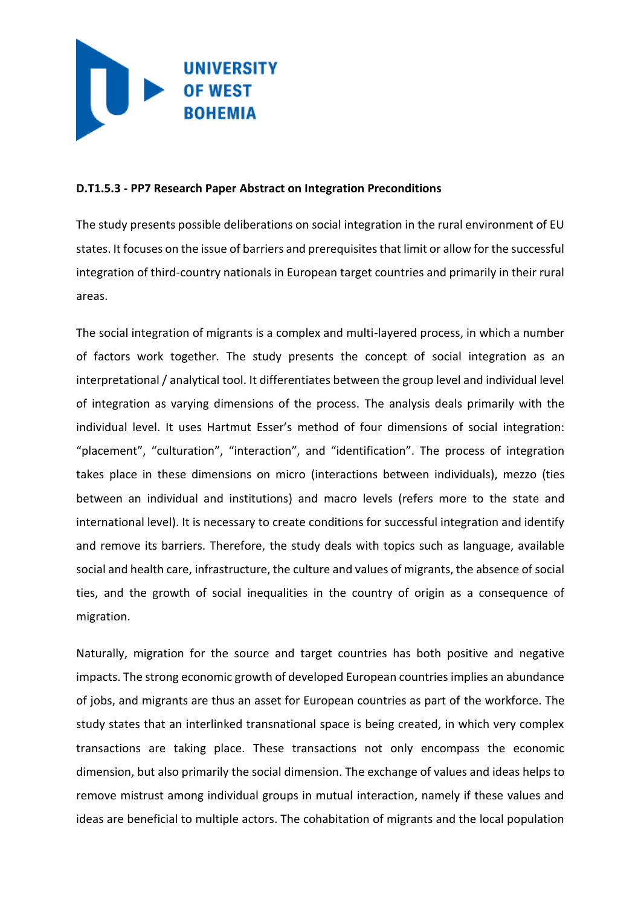UNIVERSITY OF WEST BOHEMIA

**D.T1.5.3 - PP7 Research Paper Abstract on Integration Preconditions**

The study presents possible deliberations on social integration in the rural environment of EU states. It focuses on the issue of barriers and prerequisites that limit or allow for the successful integration of third-country nationals in European target countries and primarily in their rural areas.

The social integration of migrants is a complex and multi-layered process, in which a number of factors work together. The study presents the concept of social integration as an interpretational / analytical tool. It differentiates between the group level and individual level of integration as varying dimensions of the process. The analysis deals primarily with the individual level. It uses Hartmut Esser's method of four dimensions of social integration: "placement", "culturation", "interaction", and "identification". The process of integration takes place in these dimensions on micro (interactions between individuals), mezzo (ties between an individual and institutions) and macro levels (refers more to the state and international level). It is necessary to create conditions for successful integration and identify and remove its barriers. Therefore, the study deals with topics such as language, available social and health care, infrastructure, the culture and values of migrants, the absence of social ties, and the growth of social inequalities in the country of origin as a consequence of migration.

Naturally, migration for the source and target countries has both positive and negative impacts. The strong economic growth of developed European countries implies an abundance of jobs, and migrants are thus an asset for European countries as part of the workforce. The study states that an interlinked transnational space is being created, in which very complex transactions are taking place. These transactions not only encompass the economic dimension, but also primarily the social dimension. The exchange of values and ideas helps to remove mistrust among individual groups in mutual interaction, namely if these values and ideas are beneficial to multiple actors. The cohabitation of migrants and the local population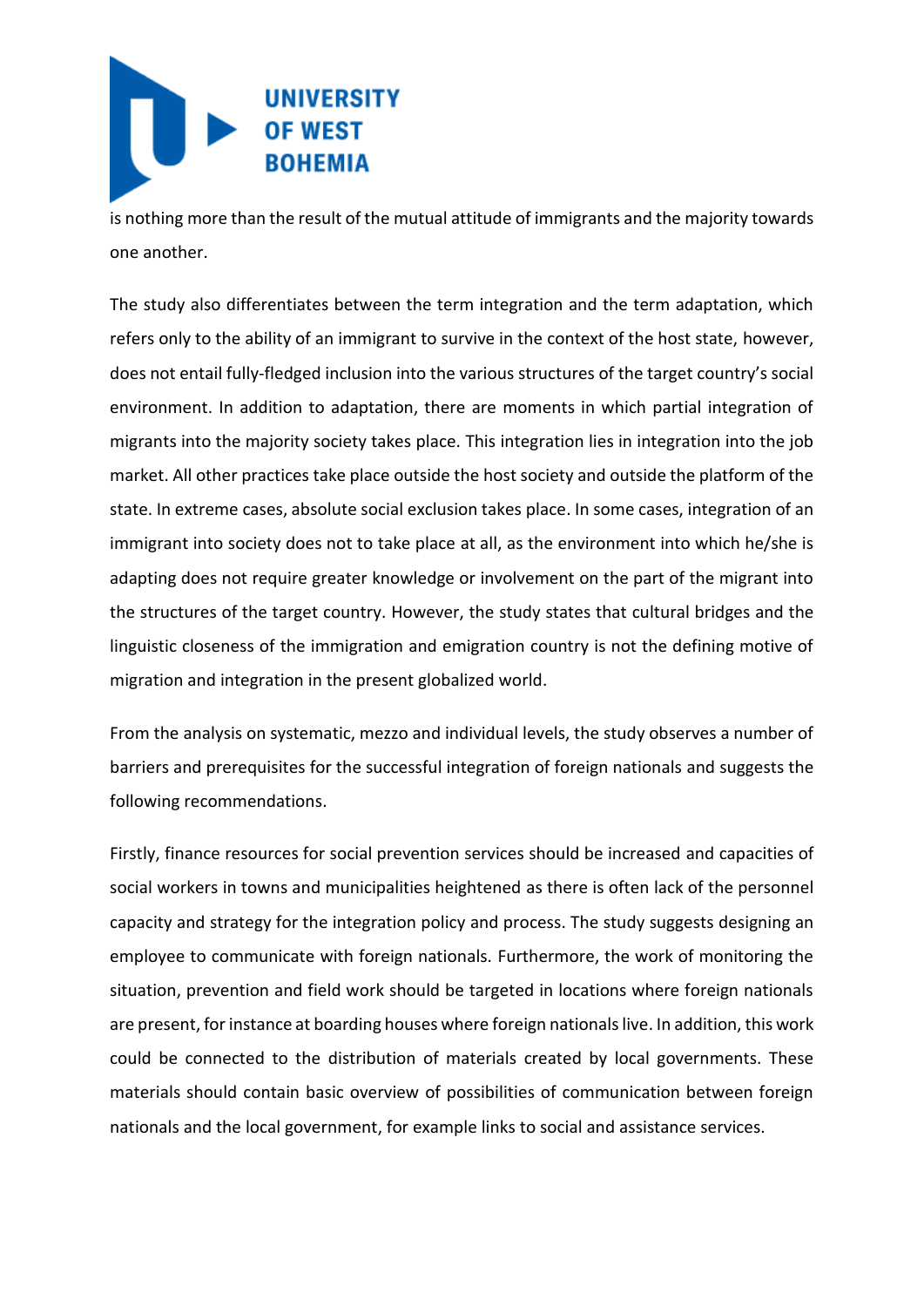is nothing more than the result of the mutual attitude of immigrants and the majority towards one another.

The study also differentiates between the term integration and the term adaptation, which refers only to the ability of an immigrant to survive in the context of the host state, however, does not entail fully-fledged inclusion into the various structures of the target country's social environment. In addition to adaptation, there are moments in which partial integration of migrants into the majority society takes place. This integration lies in integration into the job market. All other practices take place outside the host society and outside the platform of the state. In extreme cases, absolute social exclusion takes place. In some cases, integration of an immigrant into society does not to take place at all, as the environment into which he/she is adapting does not require greater knowledge or involvement on the part of the migrant into the structures of the target country. However, the study states that cultural bridges and the linguistic closeness of the immigration and emigration country is not the defining motive of migration and integration in the present globalized world.

From the analysis on systematic, mezzo and individual levels, the study observes a number of barriers and prerequisites for the successful integration of foreign nationals and suggests the following recommendations.

Firstly, finance resources for social prevention services should be increased and capacities of social workers in towns and municipalities heightened as there is often lack of the personnel capacity and strategy for the integration policy and process. The study suggests designing an employee to communicate with foreign nationals. Furthermore, the work of monitoring the situation, prevention and field work should be targeted in locations where foreign nationals are present, for instance at boarding houses where foreign nationals live. In addition, this work could be connected to the distribution of materials created by local governments. These materials should contain basic overview of possibilities of communication between foreign nationals and the local government, for example links to social and assistance services.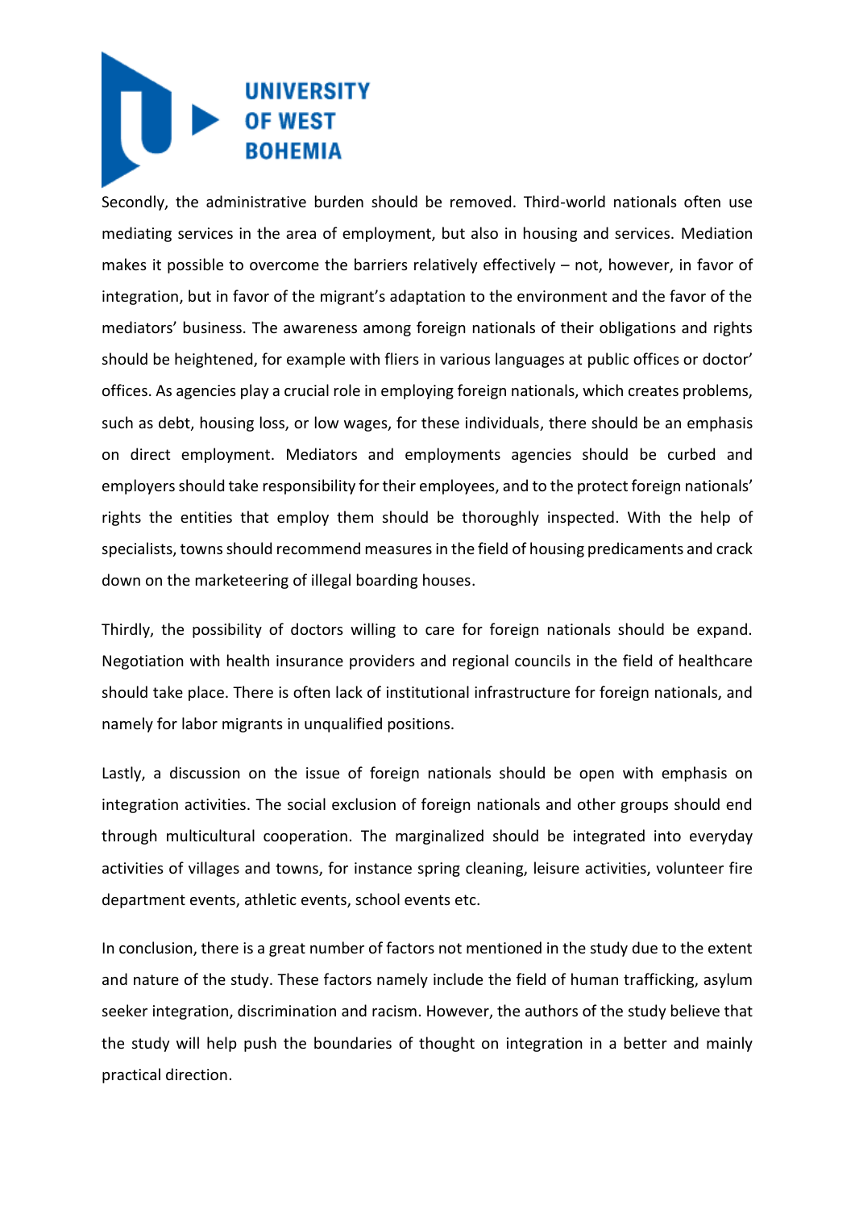Secondly, the administrative burden should be removed. Third-world nationals often use mediating services in the area of employment, but also in housing and services. Mediation makes it possible to overcome the barriers relatively effectively – not, however, in favor of integration, but in favor of the migrant's adaptation to the environment and the favor of the mediators' business. The awareness among foreign nationals of their obligations and rights should be heightened, for example with fliers in various languages at public offices or doctor' offices. As agencies play a crucial role in employing foreign nationals, which creates problems, such as debt, housing loss, or low wages, for these individuals, there should be an emphasis on direct employment. Mediators and employments agencies should be curbed and employers should take responsibility for their employees, and to the protect foreign nationals' rights the entities that employ them should be thoroughly inspected. With the help of specialists, towns should recommend measures in the field of housing predicaments and crack down on the marketeering of illegal boarding houses.

Thirdly, the possibility of doctors willing to care for foreign nationals should be expand. Negotiation with health insurance providers and regional councils in the field of healthcare should take place. There is often lack of institutional infrastructure for foreign nationals, and namely for labor migrants in unqualified positions.

Lastly, a discussion on the issue of foreign nationals should be open with emphasis on integration activities. The social exclusion of foreign nationals and other groups should end through multicultural cooperation. The marginalized should be integrated into everyday activities of villages and towns, for instance spring cleaning, leisure activities, volunteer fire department events, athletic events, school events etc.

In conclusion, there is a great number of factors not mentioned in the study due to the extent and nature of the study. These factors namely include the field of human trafficking, asylum seeker integration, discrimination and racism. However, the authors of the study believe that the study will help push the boundaries of thought on integration in a better and mainly practical direction.